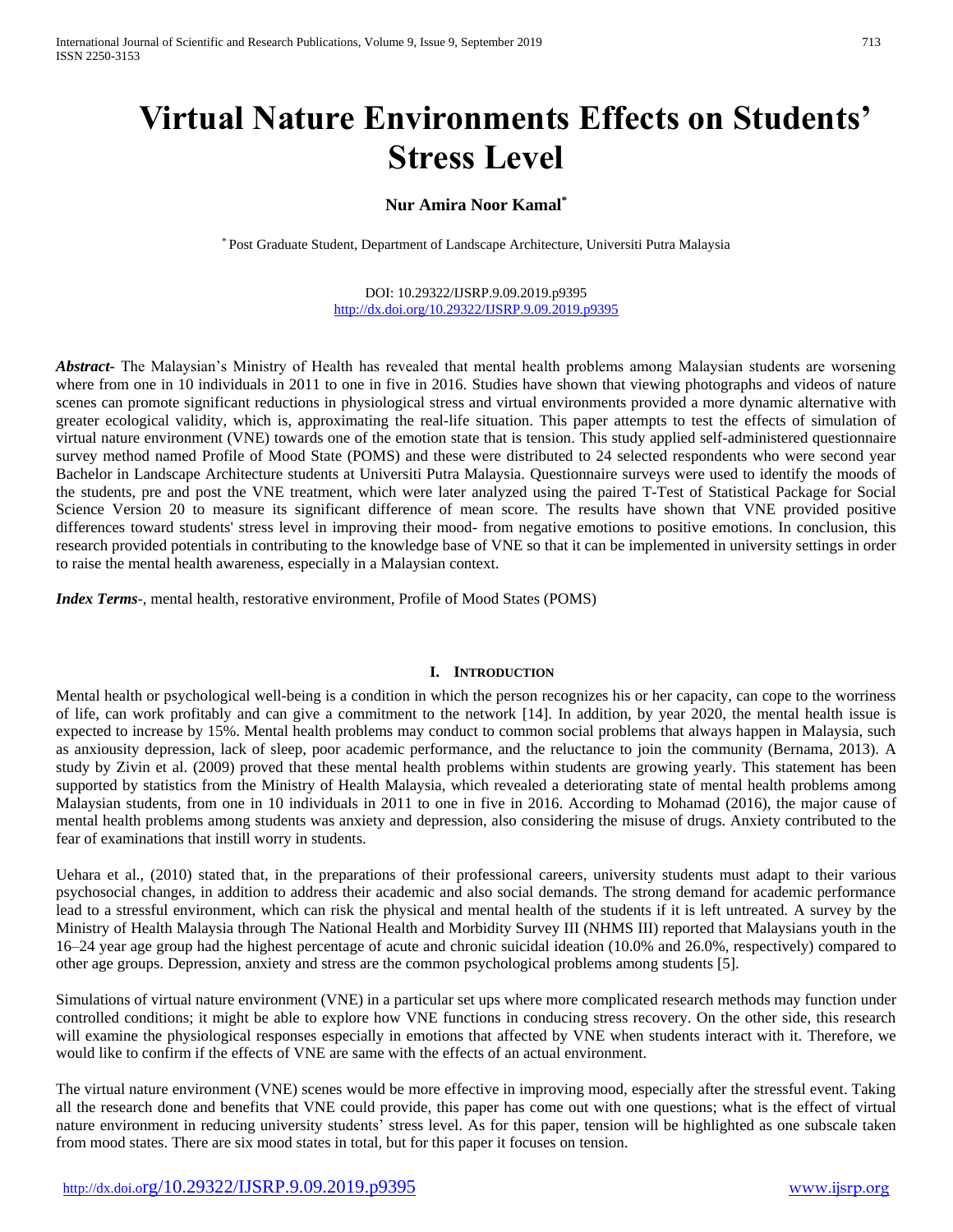# Virtual Nature Environments Effects on Students' Stress Level

**Nur Amira Noor Kamal***

\* Post Graduate Student, Department of Landscape Architecture, Universiti Putra Malaysia

DOI: 10.29322/IJSRP.9.09.2019.p9395
http://dx.doi.org/10.29322/IJSRP.9.09.2019.p9395

***Abstract-*** The Malaysian's Ministry of Health has revealed that mental health problems among Malaysian students are worsening where from one in 10 individuals in 2011 to one in five in 2016. Studies have shown that viewing photographs and videos of nature scenes can promote significant reductions in physiological stress and virtual environments provided a more dynamic alternative with greater ecological validity, which is, approximating the real-life situation. This paper attempts to test the effects of simulation of virtual nature environment (VNE) towards one of the emotion state that is tension. This study applied self-administered questionnaire survey method named Profile of Mood State (POMS) and these were distributed to 24 selected respondents who were second year Bachelor in Landscape Architecture students at Universiti Putra Malaysia. Questionnaire surveys were used to identify the moods of the students, pre and post the VNE treatment, which were later analyzed using the paired T-Test of Statistical Package for Social Science Version 20 to measure its significant difference of mean score. The results have shown that VNE provided positive differences toward students' stress level in improving their mood- from negative emotions to positive emotions. In conclusion, this research provided potentials in contributing to the knowledge base of VNE so that it can be implemented in university settings in order to raise the mental health awareness, especially in a Malaysian context.

***Index Terms*-**, mental health, restorative environment, Profile of Mood States (POMS)

## I. Introduction

Mental health or psychological well-being is a condition in which the person recognizes his or her capacity, can cope to the worriness of life, can work profitably and can give a commitment to the network [14]. In addition, by year 2020, the mental health issue is expected to increase by 15%. Mental health problems may conduct to common social problems that always happen in Malaysia, such as anxiousity depression, lack of sleep, poor academic performance, and the reluctance to join the community (Bernama, 2013). A study by Zivin et al. (2009) proved that these mental health problems within students are growing yearly. This statement has been supported by statistics from the Ministry of Health Malaysia, which revealed a deteriorating state of mental health problems among Malaysian students, from one in 10 individuals in 2011 to one in five in 2016. According to Mohamad (2016), the major cause of mental health problems among students was anxiety and depression, also considering the misuse of drugs. Anxiety contributed to the fear of examinations that instill worry in students.

Uehara et al., (2010) stated that, in the preparations of their professional careers, university students must adapt to their various psychosocial changes, in addition to address their academic and also social demands. The strong demand for academic performance lead to a stressful environment, which can risk the physical and mental health of the students if it is left untreated. A survey by the Ministry of Health Malaysia through The National Health and Morbidity Survey III (NHMS III) reported that Malaysians youth in the 16–24 year age group had the highest percentage of acute and chronic suicidal ideation (10.0% and 26.0%, respectively) compared to other age groups. Depression, anxiety and stress are the common psychological problems among students [5].

Simulations of virtual nature environment (VNE) in a particular set ups where more complicated research methods may function under controlled conditions; it might be able to explore how VNE functions in conducing stress recovery. On the other side, this research will examine the physiological responses especially in emotions that affected by VNE when students interact with it. Therefore, we would like to confirm if the effects of VNE are same with the effects of an actual environment.

The virtual nature environment (VNE) scenes would be more effective in improving mood, especially after the stressful event. Taking all the research done and benefits that VNE could provide, this paper has come out with one questions; what is the effect of virtual nature environment in reducing university students' stress level. As for this paper, tension will be highlighted as one subscale taken from mood states. There are six mood states in total, but for this paper it focuses on tension.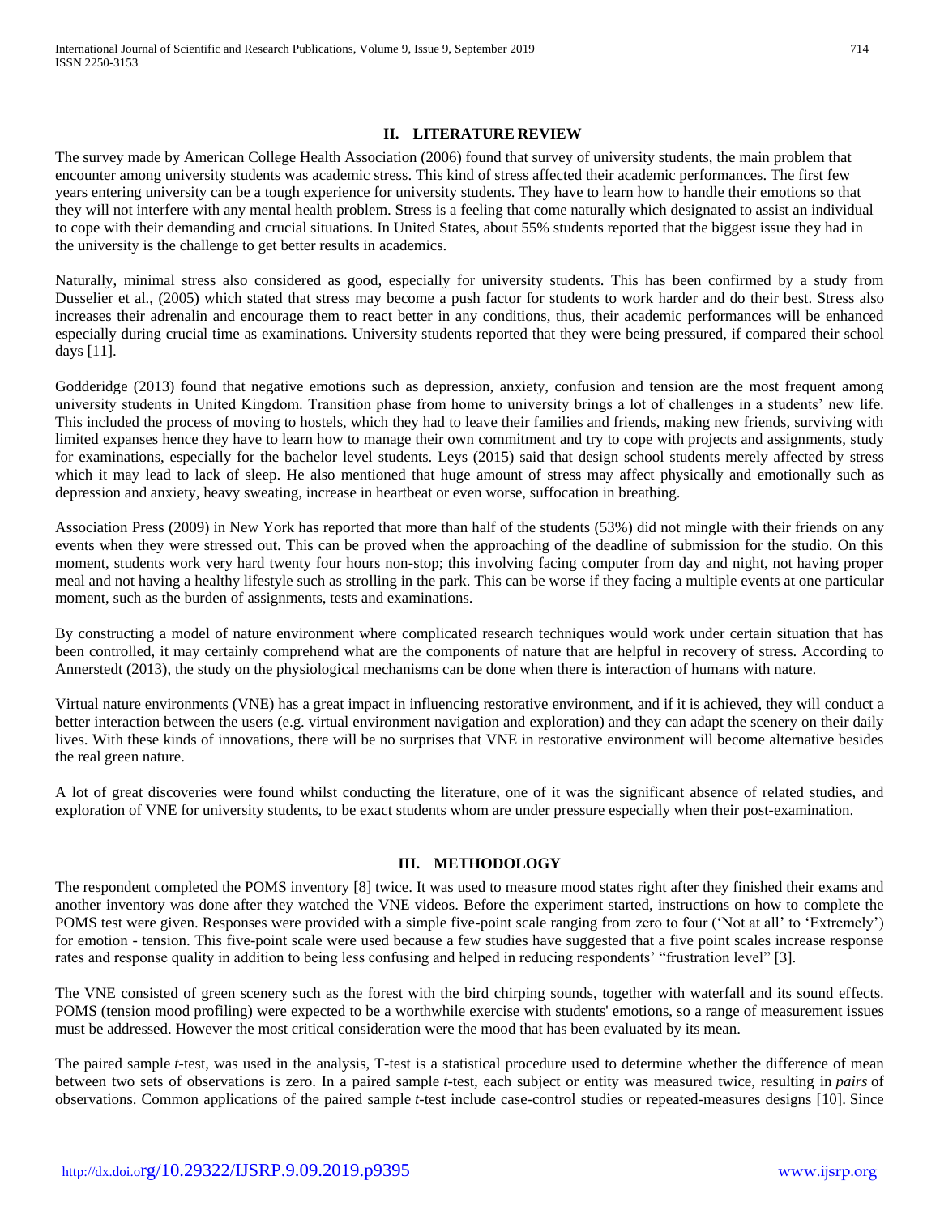## II. LITERATURE REVIEW

The survey made by American College Health Association (2006) found that survey of university students, the main problem that encounter among university students was academic stress. This kind of stress affected their academic performances. The first few years entering university can be a tough experience for university students. They have to learn how to handle their emotions so that they will not interfere with any mental health problem. Stress is a feeling that come naturally which designated to assist an individual to cope with their demanding and crucial situations. In United States, about 55% students reported that the biggest issue they had in the university is the challenge to get better results in academics.

Naturally, minimal stress also considered as good, especially for university students. This has been confirmed by a study from Dusselier et al., (2005) which stated that stress may become a push factor for students to work harder and do their best. Stress also increases their adrenalin and encourage them to react better in any conditions, thus, their academic performances will be enhanced especially during crucial time as examinations. University students reported that they were being pressured, if compared their school days [11].

Godderidge (2013) found that negative emotions such as depression, anxiety, confusion and tension are the most frequent among university students in United Kingdom. Transition phase from home to university brings a lot of challenges in a students' new life. This included the process of moving to hostels, which they had to leave their families and friends, making new friends, surviving with limited expanses hence they have to learn how to manage their own commitment and try to cope with projects and assignments, study for examinations, especially for the bachelor level students. Leys (2015) said that design school students merely affected by stress which it may lead to lack of sleep. He also mentioned that huge amount of stress may affect physically and emotionally such as depression and anxiety, heavy sweating, increase in heartbeat or even worse, suffocation in breathing.

Association Press (2009) in New York has reported that more than half of the students (53%) did not mingle with their friends on any events when they were stressed out. This can be proved when the approaching of the deadline of submission for the studio. On this moment, students work very hard twenty four hours non-stop; this involving facing computer from day and night, not having proper meal and not having a healthy lifestyle such as strolling in the park. This can be worse if they facing a multiple events at one particular moment, such as the burden of assignments, tests and examinations.

By constructing a model of nature environment where complicated research techniques would work under certain situation that has been controlled, it may certainly comprehend what are the components of nature that are helpful in recovery of stress. According to Annerstedt (2013), the study on the physiological mechanisms can be done when there is interaction of humans with nature.

Virtual nature environments (VNE) has a great impact in influencing restorative environment, and if it is achieved, they will conduct a better interaction between the users (e.g. virtual environment navigation and exploration) and they can adapt the scenery on their daily lives. With these kinds of innovations, there will be no surprises that VNE in restorative environment will become alternative besides the real green nature.

A lot of great discoveries were found whilst conducting the literature, one of it was the significant absence of related studies, and exploration of VNE for university students, to be exact students whom are under pressure especially when their post-examination.

## III. METHODOLOGY

The respondent completed the POMS inventory [8] twice. It was used to measure mood states right after they finished their exams and another inventory was done after they watched the VNE videos. Before the experiment started, instructions on how to complete the POMS test were given. Responses were provided with a simple five-point scale ranging from zero to four ('Not at all' to 'Extremely') for emotion - tension. This five-point scale were used because a few studies have suggested that a five point scales increase response rates and response quality in addition to being less confusing and helped in reducing respondents' "frustration level" [3].

The VNE consisted of green scenery such as the forest with the bird chirping sounds, together with waterfall and its sound effects. POMS (tension mood profiling) were expected to be a worthwhile exercise with students' emotions, so a range of measurement issues must be addressed. However the most critical consideration were the mood that has been evaluated by its mean.

The paired sample *t*-test, was used in the analysis, T-test is a statistical procedure used to determine whether the difference of mean between two sets of observations is zero. In a paired sample *t*-test, each subject or entity was measured twice, resulting in *pairs* of observations. Common applications of the paired sample *t*-test include case-control studies or repeated-measures designs [10]. Since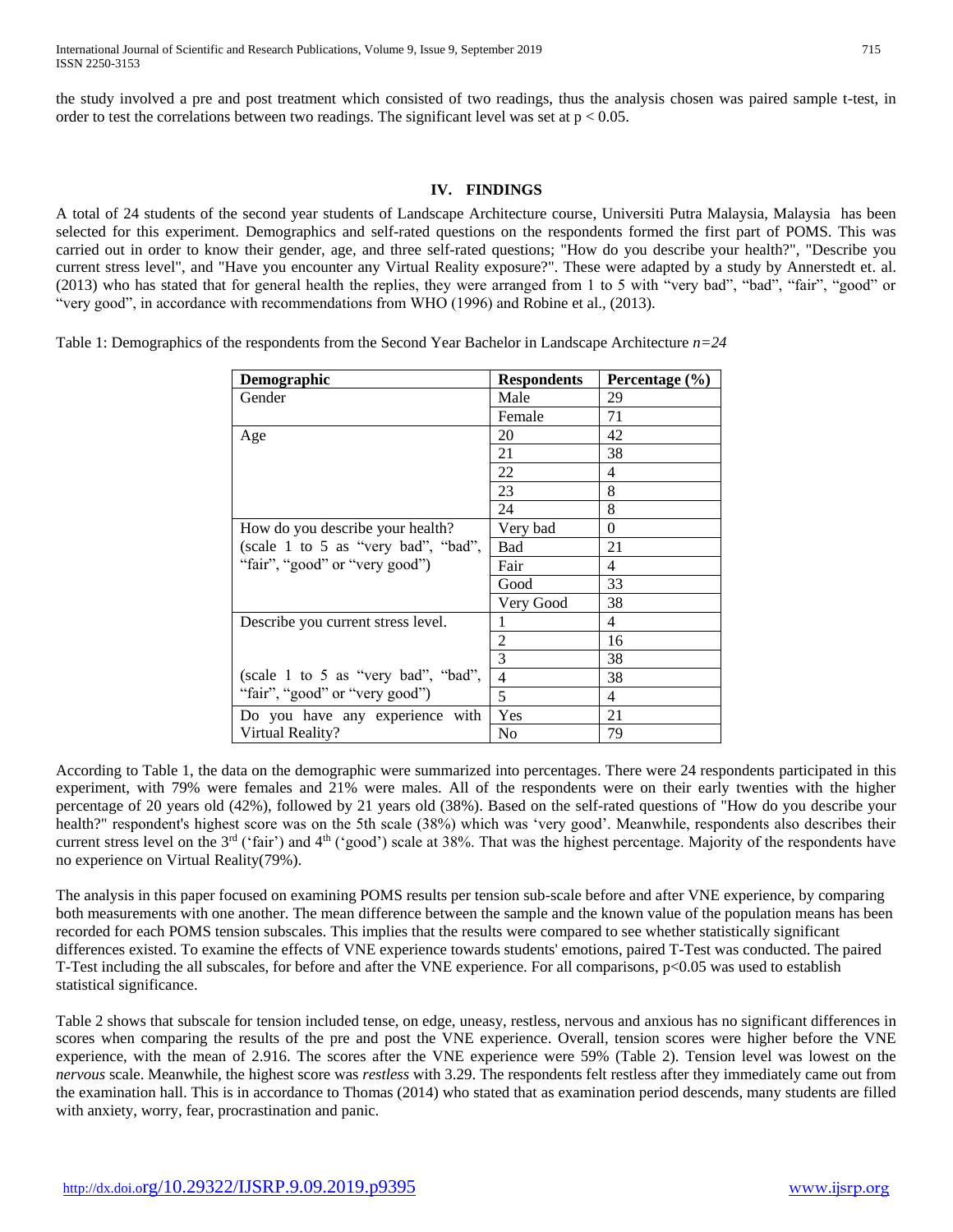the study involved a pre and post treatment which consisted of two readings, thus the analysis chosen was paired sample t-test, in order to test the correlations between two readings. The significant level was set at $p < 0.05$.

## IV. FINDINGS

A total of 24 students of the second year students of Landscape Architecture course, Universiti Putra Malaysia, Malaysia has been selected for this experiment. Demographics and self-rated questions on the respondents formed the first part of POMS. This was carried out in order to know their gender, age, and three self-rated questions; "How do you describe your health?", "Describe you current stress level", and "Have you encounter any Virtual Reality exposure?". These were adapted by a study by Annerstedt et. al. (2013) who has stated that for general health the replies, they were arranged from 1 to 5 with "very bad", "bad", "fair", "good" or "very good", in accordance with recommendations from WHO (1996) and Robine et al., (2013).

Table 1: Demographics of the respondents from the Second Year Bachelor in Landscape Architecture *n=24*

| Demographic | Respondents | Percentage (%) |
|---|---|---|
| Gender | Male | 29 |
| | Female | 71 |
| Age | 20 | 42 |
| | 21 | 38 |
| | 22 | 4 |
| | 23 | 8 |
| | 24 | 8 |
| How do you describe your health? (scale 1 to 5 as "very bad", "bad", "fair", "good" or "very good") | Very bad | 0 |
| | Bad | 21 |
| | Fair | 4 |
| | Good | 33 |
| | Very Good | 38 |
| Describe you current stress level. (scale 1 to 5 as "very bad", "bad", "fair", "good" or "very good") | 1 | 4 |
| | 2 | 16 |
| | 3 | 38 |
| | 4 | 38 |
| | 5 | 4 |
| Do you have any experience with Virtual Reality? | Yes | 21 |
| | No | 79 |

According to Table 1, the data on the demographic were summarized into percentages. There were 24 respondents participated in this experiment, with 79% were females and 21% were males. All of the respondents were on their early twenties with the higher percentage of 20 years old (42%), followed by 21 years old (38%). Based on the self-rated questions of "How do you describe your health?" respondent's highest score was on the 5th scale (38%) which was 'very good'. Meanwhile, respondents also describes their current stress level on the 3rd ('fair') and 4th ('good') scale at 38%. That was the highest percentage. Majority of the respondents have no experience on Virtual Reality(79%).

The analysis in this paper focused on examining POMS results per tension sub-scale before and after VNE experience, by comparing both measurements with one another. The mean difference between the sample and the known value of the population means has been recorded for each POMS tension subscales. This implies that the results were compared to see whether statistically significant differences existed. To examine the effects of VNE experience towards students' emotions, paired T-Test was conducted. The paired T-Test including the all subscales, for before and after the VNE experience. For all comparisons, $p<0.05$ was used to establish statistical significance.

Table 2 shows that subscale for tension included tense, on edge, uneasy, restless, nervous and anxious has no significant differences in scores when comparing the results of the pre and post the VNE experience. Overall, tension scores were higher before the VNE experience, with the mean of 2.916. The scores after the VNE experience were 59% (Table 2). Tension level was lowest on the *nervous* scale. Meanwhile, the highest score was *restless* with 3.29. The respondents felt restless after they immediately came out from the examination hall. This is in accordance to Thomas (2014) who stated that as examination period descends, many students are filled with anxiety, worry, fear, procrastination and panic.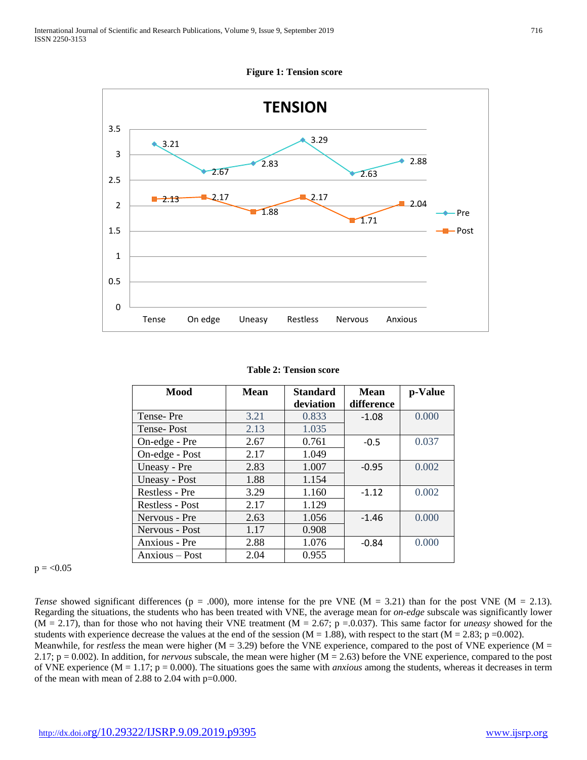**Figure 1: Tension score**

**Table 2: Tension score**

| Mood | Mean | Standard deviation | Mean difference | p-Value |
|---|---|---|---|---|
| Tense- Pre | 3.21 | 0.833 | -1.08 | 0.000 |
| Tense- Post | 2.13 | 1.035 | | |
| On-edge - Pre | 2.67 | 0.761 | -0.5 | 0.037 |
| On-edge - Post | 2.17 | 1.049 | | |
| Uneasy - Pre | 2.83 | 1.007 | -0.95 | 0.002 |
| Uneasy - Post | 1.88 | 1.154 | | |
| Restless - Pre | 3.29 | 1.160 | -1.12 | 0.002 |
| Restless - Post | 2.17 | 1.129 | | |
| Nervous - Pre | 2.63 | 1.056 | -1.46 | 0.000 |
| Nervous - Post | 1.17 | 0.908 | | |
| Anxious - Pre | 2.88 | 1.076 | -0.84 | 0.000 |
| Anxious – Post | 2.04 | 0.955 | | |

$p = <0.05$

*Tense* showed significant differences (p = .000), more intense for the pre VNE (M = 3.21) than for the post VNE (M = 2.13). Regarding the situations, the students who has been treated with VNE, the average mean for *on-edge* subscale was significantly lower (M = 2.17), than for those who not having their VNE treatment (M = 2.67; p =.0.037). This same factor for *uneasy* showed for the students with experience decrease the values at the end of the session (M = 1.88), with respect to the start (M = 2.83; p =0.002).
Meanwhile, for *restless* the mean were higher (M = 3.29) before the VNE experience, compared to the post of VNE experience (M = 2.17; p = 0.002). In addition, for *nervous* subscale, the mean were higher (M = 2.63) before the VNE experience, compared to the post of VNE experience (M = 1.17; p = 0.000). The situations goes the same with *anxious* among the students, whereas it decreases in term of the mean with mean of 2.88 to 2.04 with p=0.000.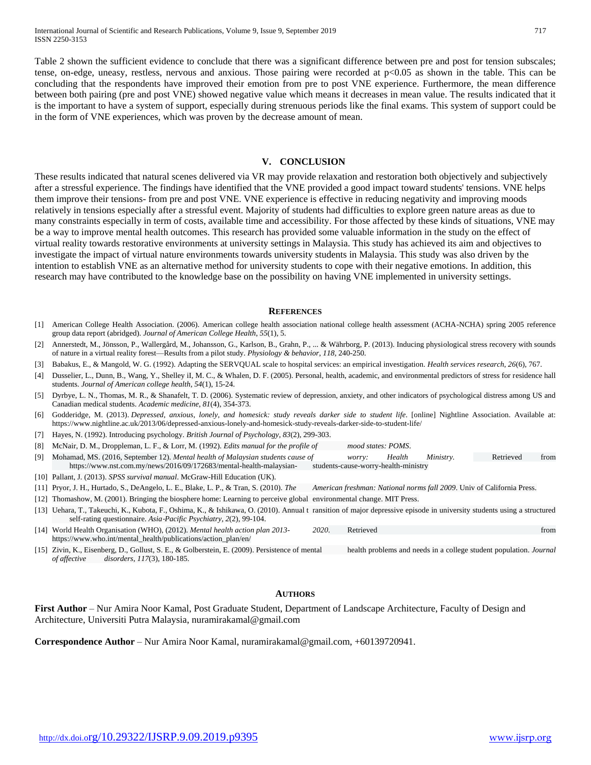Table 2 shown the sufficient evidence to conclude that there was a significant difference between pre and post for tension subscales; tense, on-edge, uneasy, restless, nervous and anxious. Those pairing were recorded at $p<0.05$ as shown in the table. This can be concluding that the respondents have improved their emotion from pre to post VNE experience. Furthermore, the mean difference between both pairing (pre and post VNE) showed negative value which means it decreases in mean value. The results indicated that it is the important to have a system of support, especially during strenuous periods like the final exams. This system of support could be in the form of VNE experiences, which was proven by the decrease amount of mean.

## V. CONCLUSION

These results indicated that natural scenes delivered via VR may provide relaxation and restoration both objectively and subjectively after a stressful experience. The findings have identified that the VNE provided a good impact toward students' tensions. VNE helps them improve their tensions- from pre and post VNE. VNE experience is effective in reducing negativity and improving moods relatively in tensions especially after a stressful event. Majority of students had difficulties to explore green nature areas as due to many constraints especially in term of costs, available time and accessibility. For those affected by these kinds of situations, VNE may be a way to improve mental health outcomes. This research has provided some valuable information in the study on the effect of virtual reality towards restorative environments at university settings in Malaysia. This study has achieved its aim and objectives to investigate the impact of virtual nature environments towards university students in Malaysia. This study was also driven by the intention to establish VNE as an alternative method for university students to cope with their negative emotions. In addition, this research may have contributed to the knowledge base on the possibility on having VNE implemented in university settings.

## REFERENCES

[1] American College Health Association. (2006). American college health association national college health assessment (ACHA-NCHA) spring 2005 reference group data report (abridged). *Journal of American College Health*, *55*(1), 5.

[2] Annerstedt, M., Jönsson, P., Wallergård, M., Johansson, G., Karlson, B., Grahn, P., ... & Währborg, P. (2013). Inducing physiological stress recovery with sounds of nature in a virtual reality forest—Results from a pilot study. *Physiology & behavior*, *118*, 240-250.

[3] Babakus, E., & Mangold, W. G. (1992). Adapting the SERVQUAL scale to hospital services: an empirical investigation. *Health services research*, *26*(6), 767.

[4] Dusselier, L., Dunn, B., Wang, Y., Shelley iI, M. C., & Whalen, D. F. (2005). Personal, health, academic, and environmental predictors of stress for residence hall students. *Journal of American college health*, *54*(1), 15-24.

[5] Dyrbye, L. N., Thomas, M. R., & Shanafelt, T. D. (2006). Systematic review of depression, anxiety, and other indicators of psychological distress among US and Canadian medical students. *Academic medicine*, *81*(4), 354-373.

[6] Godderidge, M. (2013). *Depressed, anxious, lonely, and homesick: study reveals darker side to student life*. [online] Nightline Association. Available at: https://www.nightline.ac.uk/2013/06/depressed-anxious-lonely-and-homesick-study-reveals-darker-side-to-student-life/

[7] Hayes, N. (1992). Introducing psychology. *British Journal of Psychology*, *83*(2), 299-303.

[8] McNair, D. M., Droppleman, L. F., & Lorr, M. (1992). *Edits manual for the profile of mood states: POMS*.

[9] Mohamad, MS. (2016, September 12). *Mental health of Malaysian students cause of worry: Health Ministry.* Retrieved from https://www.nst.com.my/news/2016/09/172683/mental-health-malaysian-students-cause-worry-health-ministry

[10] Pallant, J. (2013). *SPSS survival manual*. McGraw-Hill Education (UK).

[11] Pryor, J. H., Hurtado, S., DeAngelo, L. E., Blake, L. P., & Tran, S. (2010). *The American freshman: National norms fall 2009*. Univ of California Press.

[12] Thomashow, M. (2001). Bringing the biosphere home: Learning to perceive global environmental change. MIT Press.

[13] Uehara, T., Takeuchi, K., Kubota, F., Oshima, K., & Ishikawa, O. (2010). Annual transition of major depressive episode in university students using a structured self-rating questionnaire. *Asia-Pacific Psychiatry*, *2*(2), 99-104.

[14] World Health Organisation (WHO), (2012). *Mental health action plan 2013-2020*. Retrieved from https://www.who.int/mental_health/publications/action_plan/en/

[15] Zivin, K., Eisenberg, D., Gollust, S. E., & Golberstein, E. (2009). Persistence of mental health problems and needs in a college student population. *Journal of affective disorders*, *117*(3), 180-185.

## AUTHORS

**First Author** – Nur Amira Noor Kamal, Post Graduate Student, Department of Landscape Architecture, Faculty of Design and Architecture, Universiti Putra Malaysia, nuramirakamal@gmail.com

**Correspondence Author** – Nur Amira Noor Kamal, nuramirakamal@gmail.com, +60139720941.